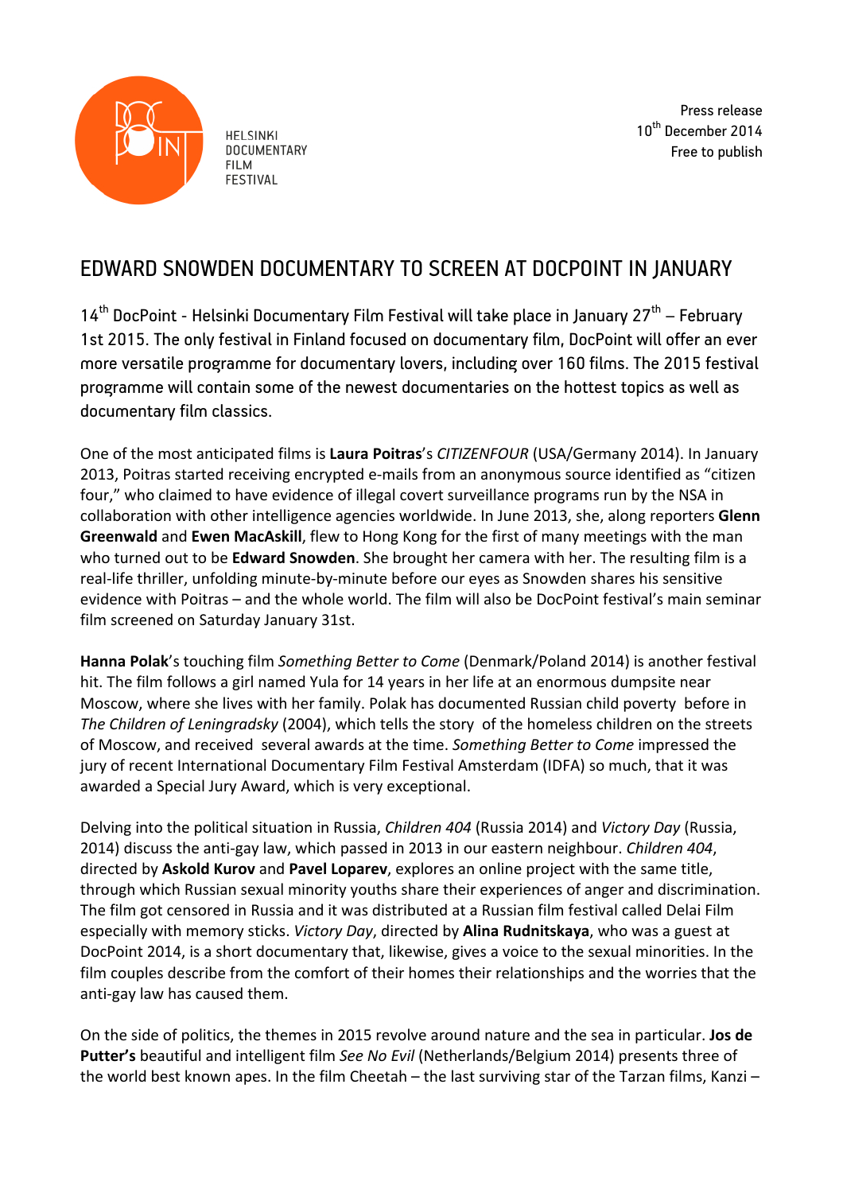HELSINKI DOCUMENTARY FILM FESTIVAL

Press release
10th December 2014
Free to publish

# EDWARD SNOWDEN DOCUMENTARY TO SCREEN AT DOCPOINT IN JANUARY

14th DocPoint - Helsinki Documentary Film Festival will take place in January 27th – February 1st 2015. The only festival in Finland focused on documentary film, DocPoint will offer an ever more versatile programme for documentary lovers, including over 160 films. The 2015 festival programme will contain some of the newest documentaries on the hottest topics as well as documentary film classics.

One of the most anticipated films is **Laura Poitras**'s *CITIZENFOUR* (USA/Germany 2014). In January 2013, Poitras started receiving encrypted e-mails from an anonymous source identified as "citizen four," who claimed to have evidence of illegal covert surveillance programs run by the NSA in collaboration with other intelligence agencies worldwide. In June 2013, she, along reporters **Glenn Greenwald** and **Ewen MacAskill**, flew to Hong Kong for the first of many meetings with the man who turned out to be **Edward Snowden**. She brought her camera with her. The resulting film is a real-life thriller, unfolding minute-by-minute before our eyes as Snowden shares his sensitive evidence with Poitras – and the whole world. The film will also be DocPoint festival's main seminar film screened on Saturday January 31st.

**Hanna Polak**'s touching film *Something Better to Come* (Denmark/Poland 2014) is another festival hit. The film follows a girl named Yula for 14 years in her life at an enormous dumpsite near Moscow, where she lives with her family. Polak has documented Russian child poverty before in *The Children of Leningradsky* (2004), which tells the story of the homeless children on the streets of Moscow, and received several awards at the time. *Something Better to Come* impressed the jury of recent International Documentary Film Festival Amsterdam (IDFA) so much, that it was awarded a Special Jury Award, which is very exceptional.

Delving into the political situation in Russia, *Children 404* (Russia 2014) and *Victory Day* (Russia, 2014) discuss the anti-gay law, which passed in 2013 in our eastern neighbour. *Children 404*, directed by **Askold Kurov** and **Pavel Loparev**, explores an online project with the same title, through which Russian sexual minority youths share their experiences of anger and discrimination. The film got censored in Russia and it was distributed at a Russian film festival called Delai Film especially with memory sticks. *Victory Day*, directed by **Alina Rudnitskaya**, who was a guest at DocPoint 2014, is a short documentary that, likewise, gives a voice to the sexual minorities. In the film couples describe from the comfort of their homes their relationships and the worries that the anti-gay law has caused them.

On the side of politics, the themes in 2015 revolve around nature and the sea in particular. **Jos de Putter's** beautiful and intelligent film *See No Evil* (Netherlands/Belgium 2014) presents three of the world best known apes. In the film Cheetah – the last surviving star of the Tarzan films, Kanzi –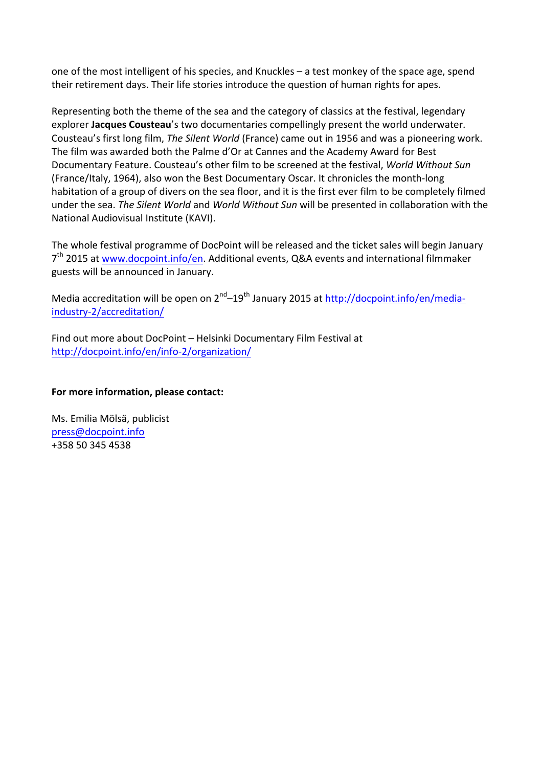one of the most intelligent of his species, and Knuckles – a test monkey of the space age, spend their retirement days. Their life stories introduce the question of human rights for apes.

Representing both the theme of the sea and the category of classics at the festival, legendary explorer **Jacques Cousteau**'s two documentaries compellingly present the world underwater. Cousteau's first long film, *The Silent World* (France) came out in 1956 and was a pioneering work. The film was awarded both the Palme d'Or at Cannes and the Academy Award for Best Documentary Feature. Cousteau's other film to be screened at the festival, *World Without Sun* (France/Italy, 1964), also won the Best Documentary Oscar. It chronicles the month-long habitation of a group of divers on the sea floor, and it is the first ever film to be completely filmed under the sea. *The Silent World* and *World Without Sun* will be presented in collaboration with the National Audiovisual Institute (KAVI).

The whole festival programme of DocPoint will be released and the ticket sales will begin January 7th 2015 at www.docpoint.info/en. Additional events, Q&A events and international filmmaker guests will be announced in January.

Media accreditation will be open on 2nd–19th January 2015 at http://docpoint.info/en/media-industry-2/accreditation/

Find out more about DocPoint – Helsinki Documentary Film Festival at http://docpoint.info/en/info-2/organization/

**For more information, please contact:**

Ms. Emilia Mölsä, publicist
press@docpoint.info
+358 50 345 4538